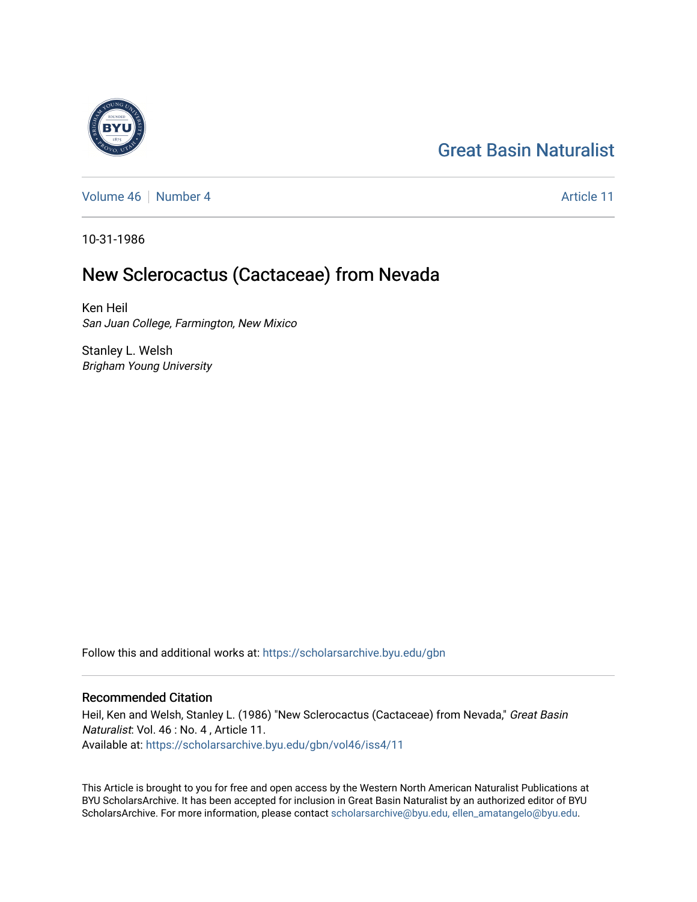Great Basin Naturalist

Volume 46 | Number 4 | Article 11

10-31-1986

# New Sclerocactus (Cactaceae) from Nevada

Ken Heil
*San Juan College, Farmington, New Mixico*

Stanley L. Welsh
*Brigham Young University*

Follow this and additional works at: https://scholarsarchive.byu.edu/gbn

## Recommended Citation

Heil, Ken and Welsh, Stanley L. (1986) "New Sclerocactus (Cactaceae) from Nevada," *Great Basin Naturalist*: Vol. 46 : No. 4 , Article 11.
Available at: https://scholarsarchive.byu.edu/gbn/vol46/iss4/11

This Article is brought to you for free and open access by the Western North American Naturalist Publications at BYU ScholarsArchive. It has been accepted for inclusion in Great Basin Naturalist by an authorized editor of BYU ScholarsArchive. For more information, please contact scholarsarchive@byu.edu, ellen_amatangelo@byu.edu.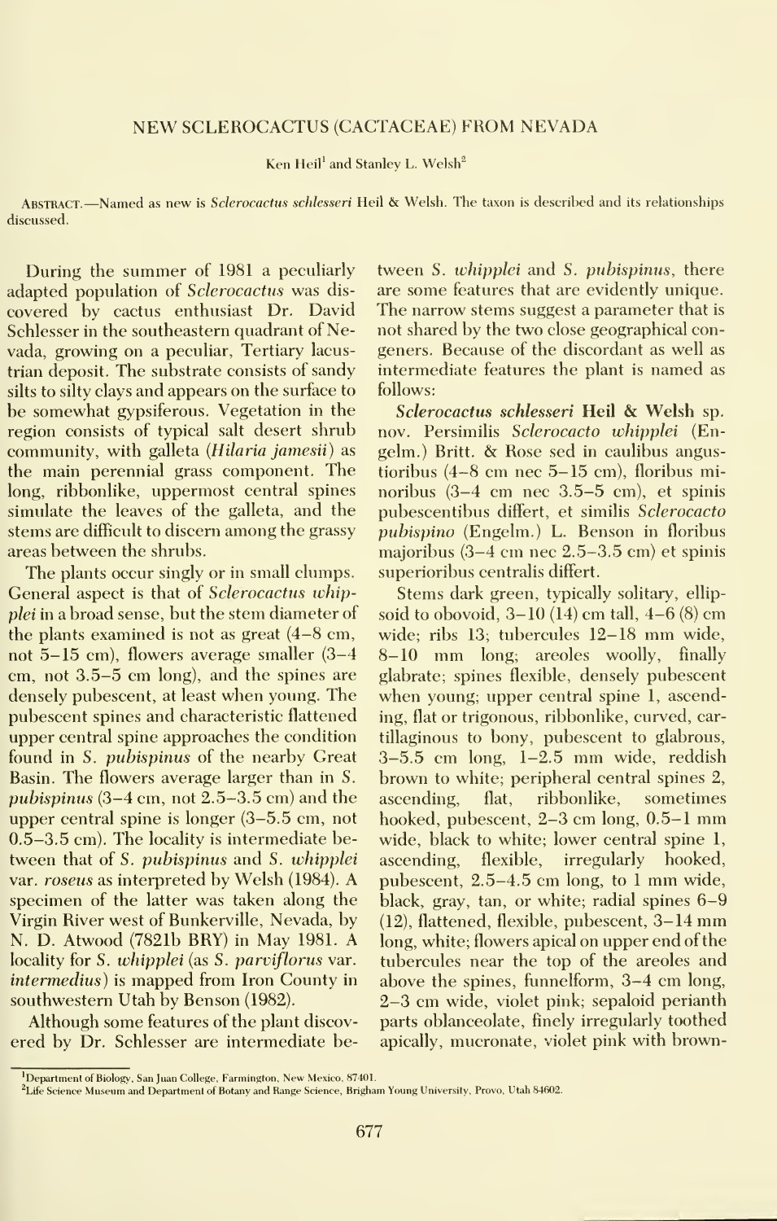# NEW SCLEROCACTUS (CACTACEAE) FROM NEVADA

Ken Heil[1] and Stanley L. Welsh[2]

Abstract.—Named as new is *Sclerocactus schlesseri* Heil & Welsh. The taxon is described and its relationships discussed.

During the summer of 1981 a peculiarly adapted population of *Sclerocactus* was discovered by cactus enthusiast Dr. David Schlesser in the southeastern quadrant of Nevada, growing on a peculiar, Tertiary lacustrian deposit. The substrate consists of sandy silts to silty clays and appears on the surface to be somewhat gypsiferous. Vegetation in the region consists of typical salt desert shrub community, with galleta (*Hilaria jamesii*) as the main perennial grass component. The long, ribbonlike, uppermost central spines simulate the leaves of the galleta, and the stems are difficult to discern among the grassy areas between the shrubs.

The plants occur singly or in small clumps. General aspect is that of *Sclerocactus whipplei* in a broad sense, but the stem diameter of the plants examined is not as great (4–8 cm, not 5–15 cm), flowers average smaller (3–4 cm, not 3.5–5 cm long), and the spines are densely pubescent, at least when young. The pubescent spines and characteristic flattened upper central spine approaches the condition found in *S. pubispinus* of the nearby Great Basin. The flowers average larger than in *S. pubispinus* (3–4 cm, not 2.5–3.5 cm) and the upper central spine is longer (3–5.5 cm, not 0.5–3.5 cm). The locality is intermediate between that of *S. pubispinus* and *S. whipplei* var. *roseus* as interpreted by Welsh (1984). A specimen of the latter was taken along the Virgin River west of Bunkerville, Nevada, by N. D. Atwood (7821b BRY) in May 1981. A locality for *S. whipplei* (as *S. parviflorus* var. *intermedius*) is mapped from Iron County in southwestern Utah by Benson (1982).

Although some features of the plant discovered by Dr. Schlesser are intermediate between *S. whipplei* and *S. pubispinus*, there are some features that are evidently unique. The narrow stems suggest a parameter that is not shared by the two close geographical congeners. Because of the discordant as well as intermediate features the plant is named as follows:

***Sclerocactus schlesseri*** **Heil & Welsh** sp. nov. Persimilis *Sclerocacto whipplei* (Engelm.) Britt. & Rose sed in caulibus angustioribus (4–8 cm nec 5–15 cm), floribus minoribus (3–4 cm nec 3.5–5 cm), et spinis pubescentibus differt, et similis *Sclerocacto pubispino* (Engelm.) L. Benson in floribus majoribus (3–4 cm nec 2.5–3.5 cm) et spinis superioribus centralis differt.

Stems dark green, typically solitary, ellipsoid to obovoid, 3–10 (14) cm tall, 4–6 (8) cm wide; ribs 13; tubercules 12–18 mm wide, 8–10 mm long; areoles woolly, finally glabrate; spines flexible, densely pubescent when young; upper central spine 1, ascending, flat or trigonous, ribbonlike, curved, cartillaginous to bony, pubescent to glabrous, 3–5.5 cm long, 1–2.5 mm wide, reddish brown to white; peripheral central spines 2, ascending, flat, ribbonlike, sometimes hooked, pubescent, 2–3 cm long, 0.5–1 mm wide, black to white; lower central spine 1, ascending, flexible, irregularly hooked, pubescent, 2.5–4.5 cm long, to 1 mm wide, black, gray, tan, or white; radial spines 6–9 (12), flattened, flexible, pubescent, 3–14 mm long, white; flowers apical on upper end of the tubercules near the top of the areoles and above the spines, funnelform, 3–4 cm long, 2–3 cm wide, violet pink; sepaloid perianth parts oblanceolate, finely irregularly toothed apically, mucronate, violet pink with brown-

[1]Department of Biology, San Juan College, Farmington, New Mexico, 87401.

[2]Life Science Museum and Department of Botany and Range Science, Brigham Young University, Provo, Utah 84602.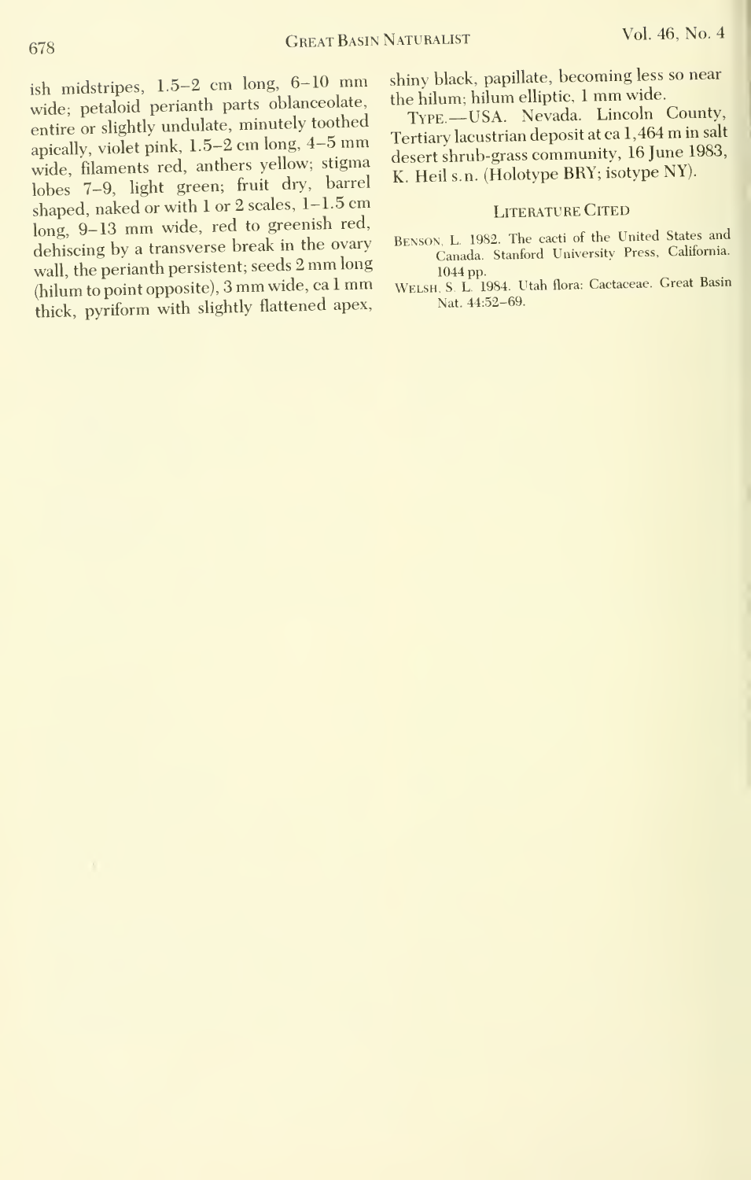ish midstripes, 1.5–2 cm long, 6–10 mm wide; petaloid perianth parts oblanceolate, entire or slightly undulate, minutely toothed apically, violet pink, 1.5–2 cm long, 4–5 mm wide, filaments red, anthers yellow; stigma lobes 7–9, light green; fruit dry, barrel shaped, naked or with 1 or 2 scales, 1–1.5 cm long, 9–13 mm wide, red to greenish red, dehiscing by a transverse break in the ovary wall, the perianth persistent; seeds 2 mm long (hilum to point opposite), 3 mm wide, ca 1 mm thick, pyriform with slightly flattened apex, shiny black, papillate, becoming less so near the hilum; hilum elliptic, 1 mm wide.

Type.—USA. Nevada. Lincoln County, Tertiary lacustrian deposit at ca 1,464 m in salt desert shrub-grass community, 16 June 1983, K. Heil s.n. (Holotype BRY; isotype NY).

## Literature Cited

Benson, L. 1982. The cacti of the United States and Canada. Stanford University Press, California. 1044 pp.

Welsh, S. L. 1984. Utah flora: Cactaceae. Great Basin Nat. 44:52–69.